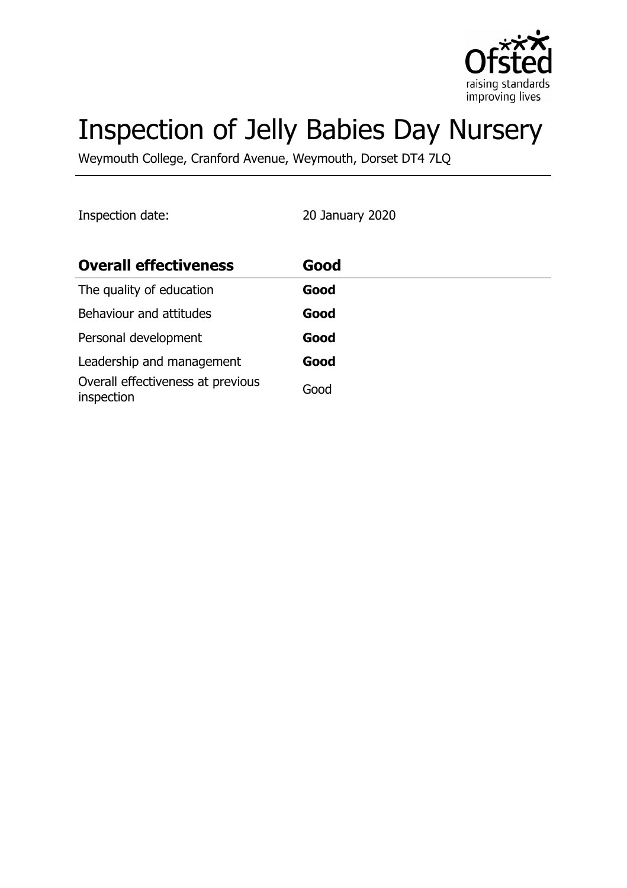# Inspection of Jelly Babies Day Nursery

Weymouth College, Cranford Avenue, Weymouth, Dorset DT4 7LQ

Inspection date: 20 January 2020

| **Overall effectiveness** | **Good** |
|---|---|
| The quality of education | **Good** |
| Behaviour and attitudes | **Good** |
| Personal development | **Good** |
| Leadership and management | **Good** |
| Overall effectiveness at previous inspection | Good |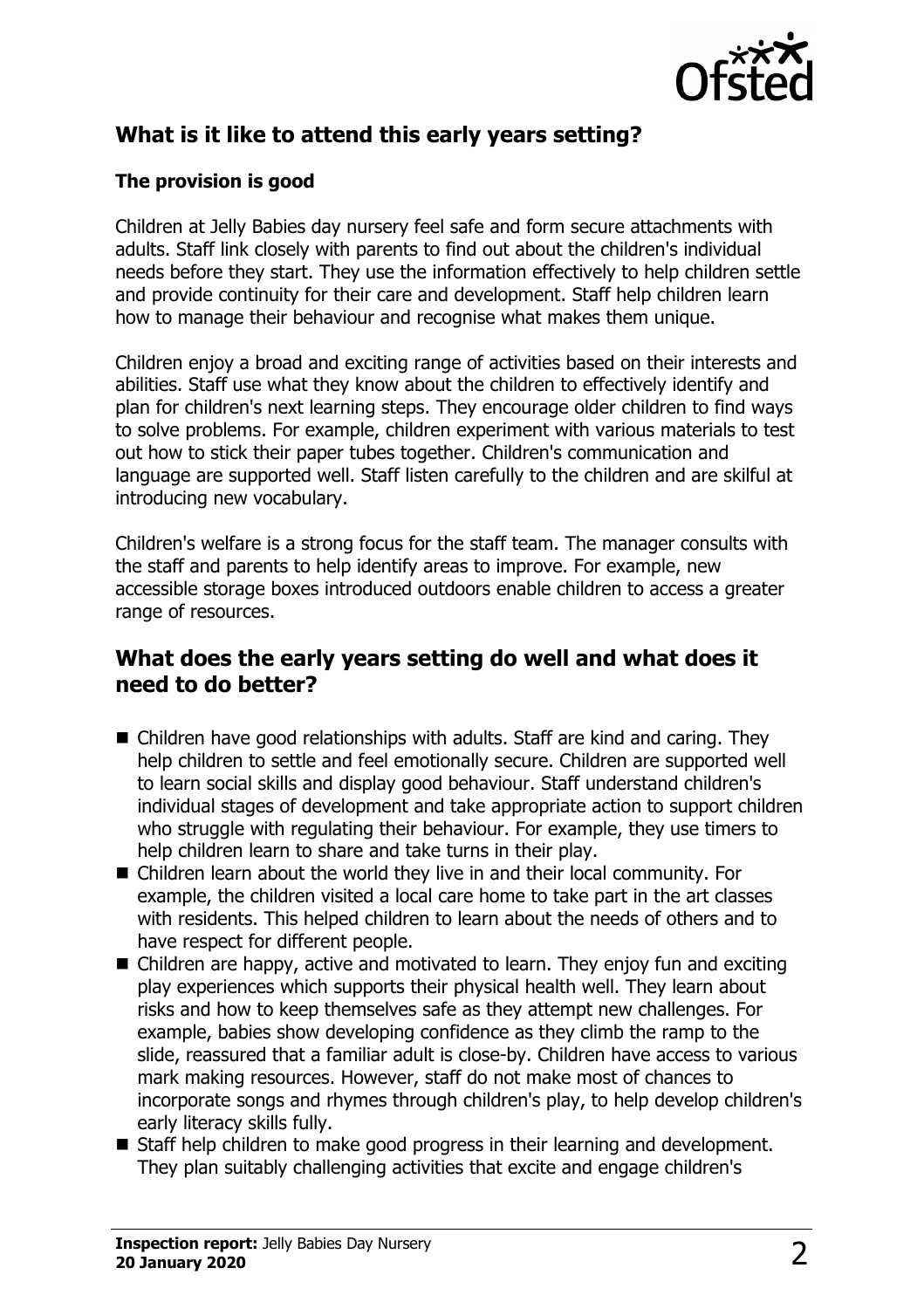## What is it like to attend this early years setting?

### The provision is good

Children at Jelly Babies day nursery feel safe and form secure attachments with adults. Staff link closely with parents to find out about the children's individual needs before they start. They use the information effectively to help children settle and provide continuity for their care and development. Staff help children learn how to manage their behaviour and recognise what makes them unique.

Children enjoy a broad and exciting range of activities based on their interests and abilities. Staff use what they know about the children to effectively identify and plan for children's next learning steps. They encourage older children to find ways to solve problems. For example, children experiment with various materials to test out how to stick their paper tubes together. Children's communication and language are supported well. Staff listen carefully to the children and are skilful at introducing new vocabulary.

Children's welfare is a strong focus for the staff team. The manager consults with the staff and parents to help identify areas to improve. For example, new accessible storage boxes introduced outdoors enable children to access a greater range of resources.

## What does the early years setting do well and what does it need to do better?

- Children have good relationships with adults. Staff are kind and caring. They help children to settle and feel emotionally secure. Children are supported well to learn social skills and display good behaviour. Staff understand children's individual stages of development and take appropriate action to support children who struggle with regulating their behaviour. For example, they use timers to help children learn to share and take turns in their play.
- Children learn about the world they live in and their local community. For example, the children visited a local care home to take part in the art classes with residents. This helped children to learn about the needs of others and to have respect for different people.
- Children are happy, active and motivated to learn. They enjoy fun and exciting play experiences which supports their physical health well. They learn about risks and how to keep themselves safe as they attempt new challenges. For example, babies show developing confidence as they climb the ramp to the slide, reassured that a familiar adult is close-by. Children have access to various mark making resources. However, staff do not make most of chances to incorporate songs and rhymes through children's play, to help develop children's early literacy skills fully.
- Staff help children to make good progress in their learning and development. They plan suitably challenging activities that excite and engage children's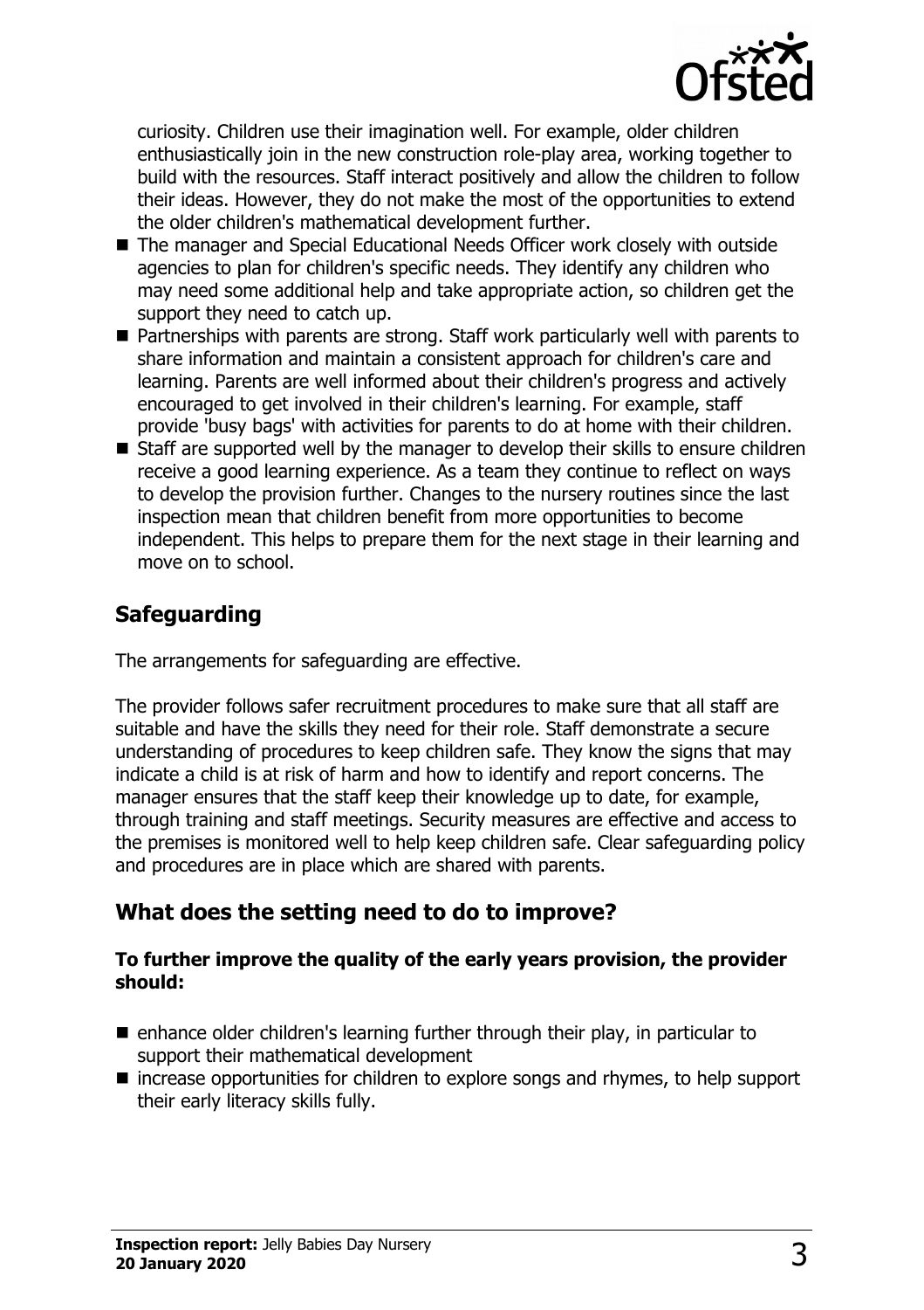curiosity. Children use their imagination well. For example, older children enthusiastically join in the new construction role-play area, working together to build with the resources. Staff interact positively and allow the children to follow their ideas. However, they do not make the most of the opportunities to extend the older children's mathematical development further.

- The manager and Special Educational Needs Officer work closely with outside agencies to plan for children's specific needs. They identify any children who may need some additional help and take appropriate action, so children get the support they need to catch up.
- Partnerships with parents are strong. Staff work particularly well with parents to share information and maintain a consistent approach for children's care and learning. Parents are well informed about their children's progress and actively encouraged to get involved in their children's learning. For example, staff provide 'busy bags' with activities for parents to do at home with their children.
- Staff are supported well by the manager to develop their skills to ensure children receive a good learning experience. As a team they continue to reflect on ways to develop the provision further. Changes to the nursery routines since the last inspection mean that children benefit from more opportunities to become independent. This helps to prepare them for the next stage in their learning and move on to school.

## Safeguarding

The arrangements for safeguarding are effective.

The provider follows safer recruitment procedures to make sure that all staff are suitable and have the skills they need for their role. Staff demonstrate a secure understanding of procedures to keep children safe. They know the signs that may indicate a child is at risk of harm and how to identify and report concerns. The manager ensures that the staff keep their knowledge up to date, for example, through training and staff meetings. Security measures are effective and access to the premises is monitored well to help keep children safe. Clear safeguarding policy and procedures are in place which are shared with parents.

## What does the setting need to do to improve?

**To further improve the quality of the early years provision, the provider should:**

- enhance older children's learning further through their play, in particular to support their mathematical development
- increase opportunities for children to explore songs and rhymes, to help support their early literacy skills fully.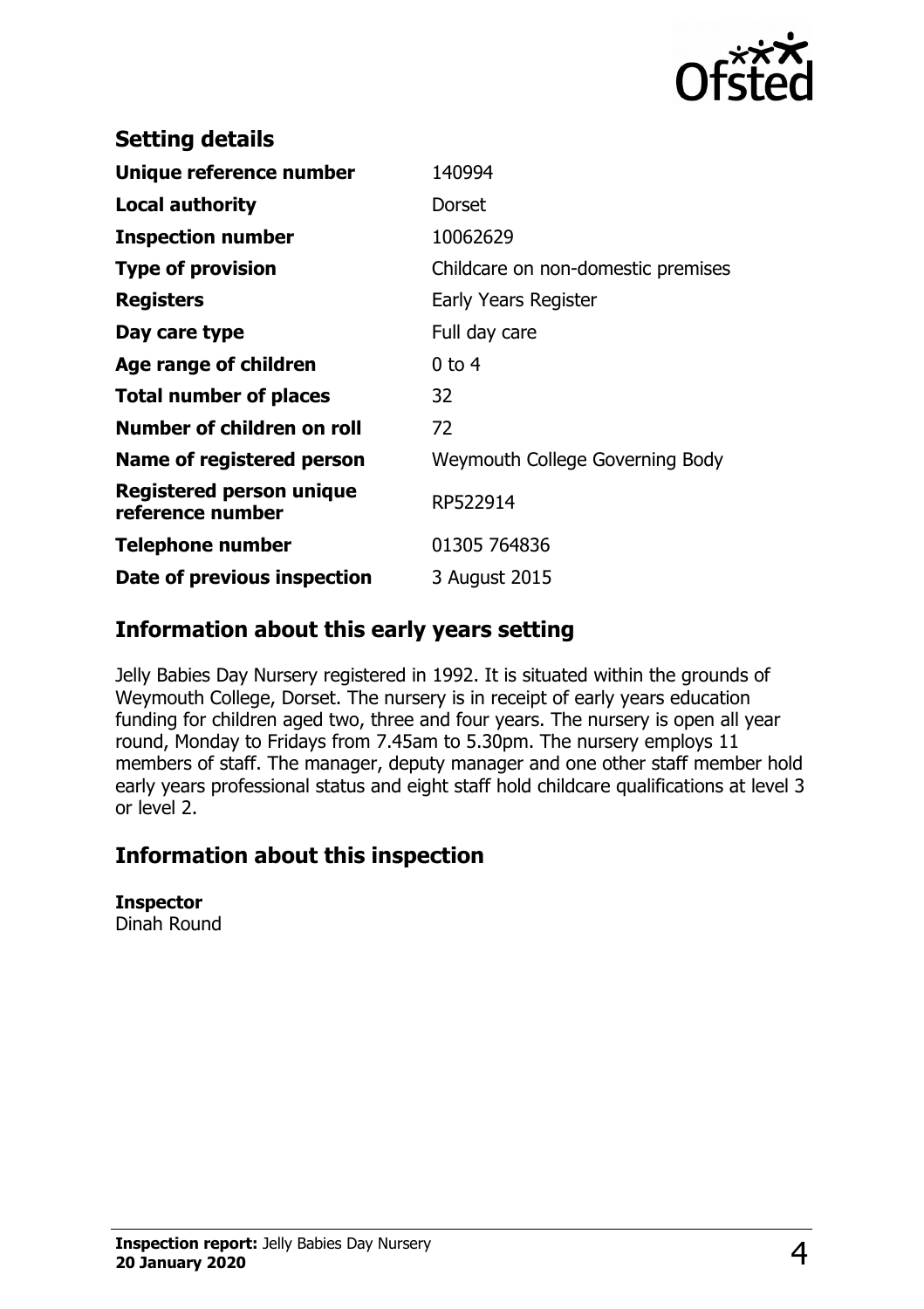## Setting details

| | |
|---|---|
| **Unique reference number** | 140994 |
| **Local authority** | Dorset |
| **Inspection number** | 10062629 |
| **Type of provision** | Childcare on non-domestic premises |
| **Registers** | Early Years Register |
| **Day care type** | Full day care |
| **Age range of children** | 0 to 4 |
| **Total number of places** | 32 |
| **Number of children on roll** | 72 |
| **Name of registered person** | Weymouth College Governing Body |
| **Registered person unique reference number** | RP522914 |
| **Telephone number** | 01305 764836 |
| **Date of previous inspection** | 3 August 2015 |

## Information about this early years setting

Jelly Babies Day Nursery registered in 1992. It is situated within the grounds of Weymouth College, Dorset. The nursery is in receipt of early years education funding for children aged two, three and four years. The nursery is open all year round, Monday to Fridays from 7.45am to 5.30pm. The nursery employs 11 members of staff. The manager, deputy manager and one other staff member hold early years professional status and eight staff hold childcare qualifications at level 3 or level 2.

## Information about this inspection

**Inspector**
Dinah Round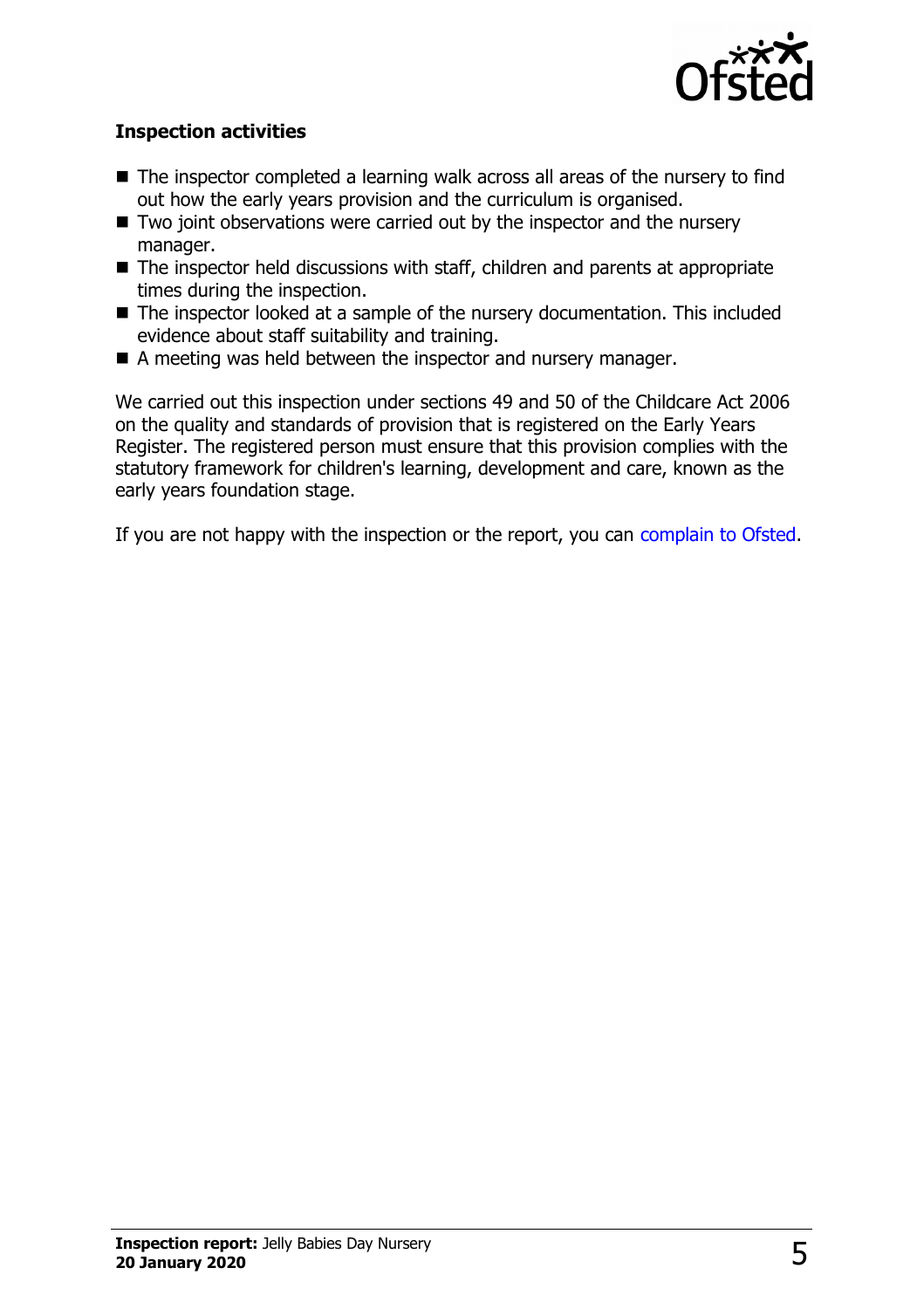### Inspection activities

- The inspector completed a learning walk across all areas of the nursery to find out how the early years provision and the curriculum is organised.
- Two joint observations were carried out by the inspector and the nursery manager.
- The inspector held discussions with staff, children and parents at appropriate times during the inspection.
- The inspector looked at a sample of the nursery documentation. This included evidence about staff suitability and training.
- A meeting was held between the inspector and nursery manager.

We carried out this inspection under sections 49 and 50 of the Childcare Act 2006 on the quality and standards of provision that is registered on the Early Years Register. The registered person must ensure that this provision complies with the statutory framework for children's learning, development and care, known as the early years foundation stage.

If you are not happy with the inspection or the report, you can complain to Ofsted.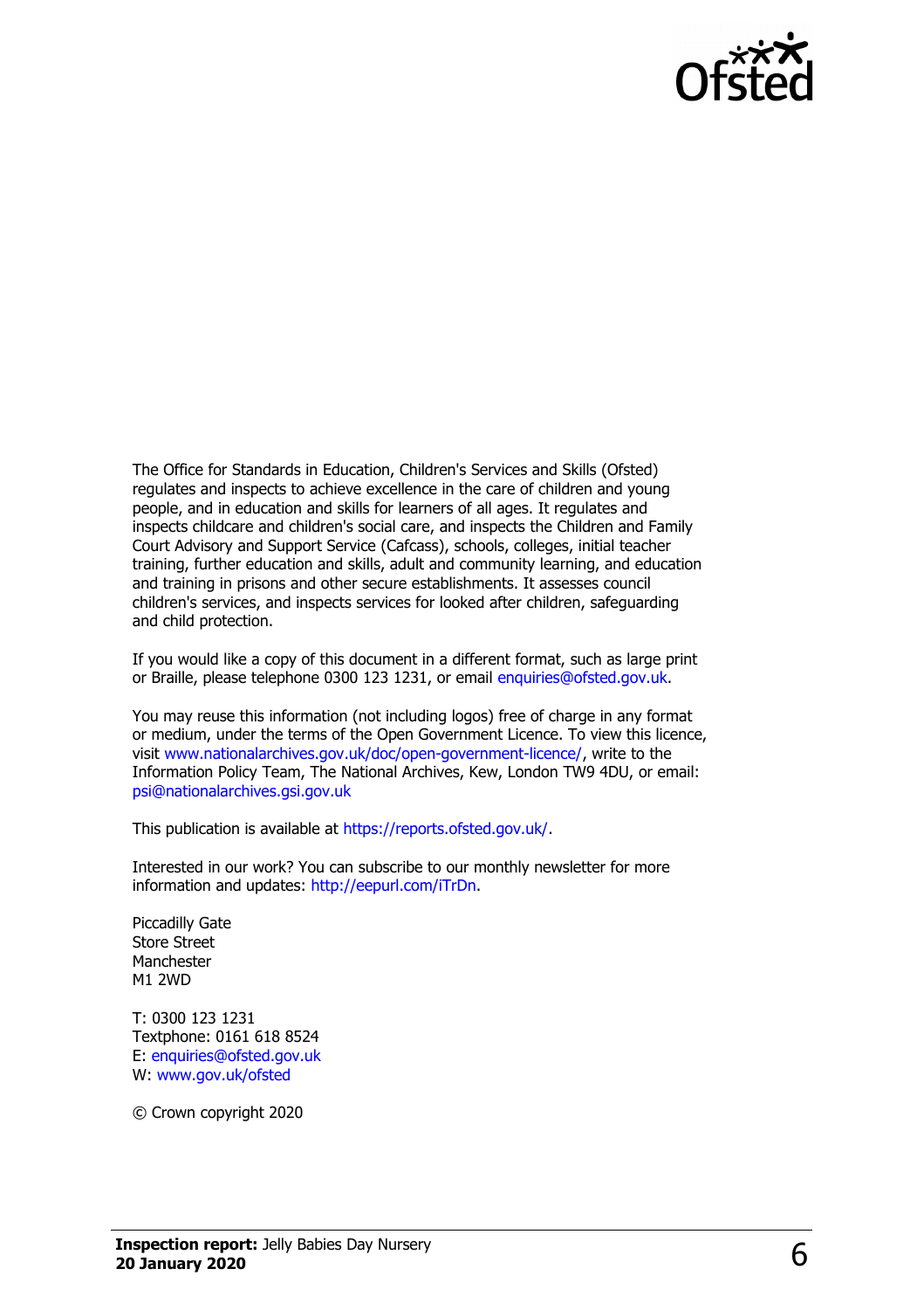The Office for Standards in Education, Children's Services and Skills (Ofsted) regulates and inspects to achieve excellence in the care of children and young people, and in education and skills for learners of all ages. It regulates and inspects childcare and children's social care, and inspects the Children and Family Court Advisory and Support Service (Cafcass), schools, colleges, initial teacher training, further education and skills, adult and community learning, and education and training in prisons and other secure establishments. It assesses council children's services, and inspects services for looked after children, safeguarding and child protection.

If you would like a copy of this document in a different format, such as large print or Braille, please telephone 0300 123 1231, or email enquiries@ofsted.gov.uk.

You may reuse this information (not including logos) free of charge in any format or medium, under the terms of the Open Government Licence. To view this licence, visit www.nationalarchives.gov.uk/doc/open-government-licence/, write to the Information Policy Team, The National Archives, Kew, London TW9 4DU, or email: psi@nationalarchives.gsi.gov.uk

This publication is available at https://reports.ofsted.gov.uk/.

Interested in our work? You can subscribe to our monthly newsletter for more information and updates: http://eepurl.com/iTrDn.

Piccadilly Gate
Store Street
Manchester
M1 2WD

T: 0300 123 1231
Textphone: 0161 618 8524
E: enquiries@ofsted.gov.uk
W: www.gov.uk/ofsted

© Crown copyright 2020